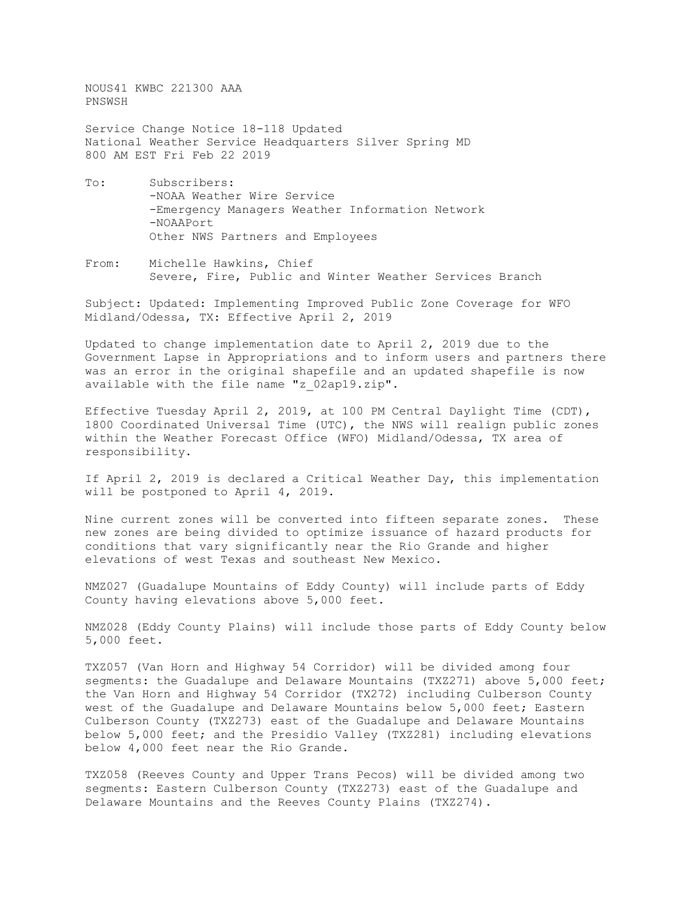NOUS41 KWBC 221300 AAA
PNSWSH

Service Change Notice 18-118 Updated
National Weather Service Headquarters Silver Spring MD
800 AM EST Fri Feb 22 2019

To: Subscribers:
- -NOAA Weather Wire Service
- -Emergency Managers Weather Information Network
- -NOAAPort

Other NWS Partners and Employees

From: Michelle Hawkins, Chief
Severe, Fire, Public and Winter Weather Services Branch

Subject: Updated: Implementing Improved Public Zone Coverage for WFO Midland/Odessa, TX: Effective April 2, 2019

Updated to change implementation date to April 2, 2019 due to the Government Lapse in Appropriations and to inform users and partners there was an error in the original shapefile and an updated shapefile is now available with the file name "z_02ap19.zip".

Effective Tuesday April 2, 2019, at 100 PM Central Daylight Time (CDT), 1800 Coordinated Universal Time (UTC), the NWS will realign public zones within the Weather Forecast Office (WFO) Midland/Odessa, TX area of responsibility.

If April 2, 2019 is declared a Critical Weather Day, this implementation will be postponed to April 4, 2019.

Nine current zones will be converted into fifteen separate zones. These new zones are being divided to optimize issuance of hazard products for conditions that vary significantly near the Rio Grande and higher elevations of west Texas and southeast New Mexico.

NMZ027 (Guadalupe Mountains of Eddy County) will include parts of Eddy County having elevations above 5,000 feet.

NMZ028 (Eddy County Plains) will include those parts of Eddy County below 5,000 feet.

TXZ057 (Van Horn and Highway 54 Corridor) will be divided among four segments: the Guadalupe and Delaware Mountains (TXZ271) above 5,000 feet; the Van Horn and Highway 54 Corridor (TX272) including Culberson County west of the Guadalupe and Delaware Mountains below 5,000 feet; Eastern Culberson County (TXZ273) east of the Guadalupe and Delaware Mountains below 5,000 feet; and the Presidio Valley (TXZ281) including elevations below 4,000 feet near the Rio Grande.

TXZ058 (Reeves County and Upper Trans Pecos) will be divided among two segments: Eastern Culberson County (TXZ273) east of the Guadalupe and Delaware Mountains and the Reeves County Plains (TXZ274).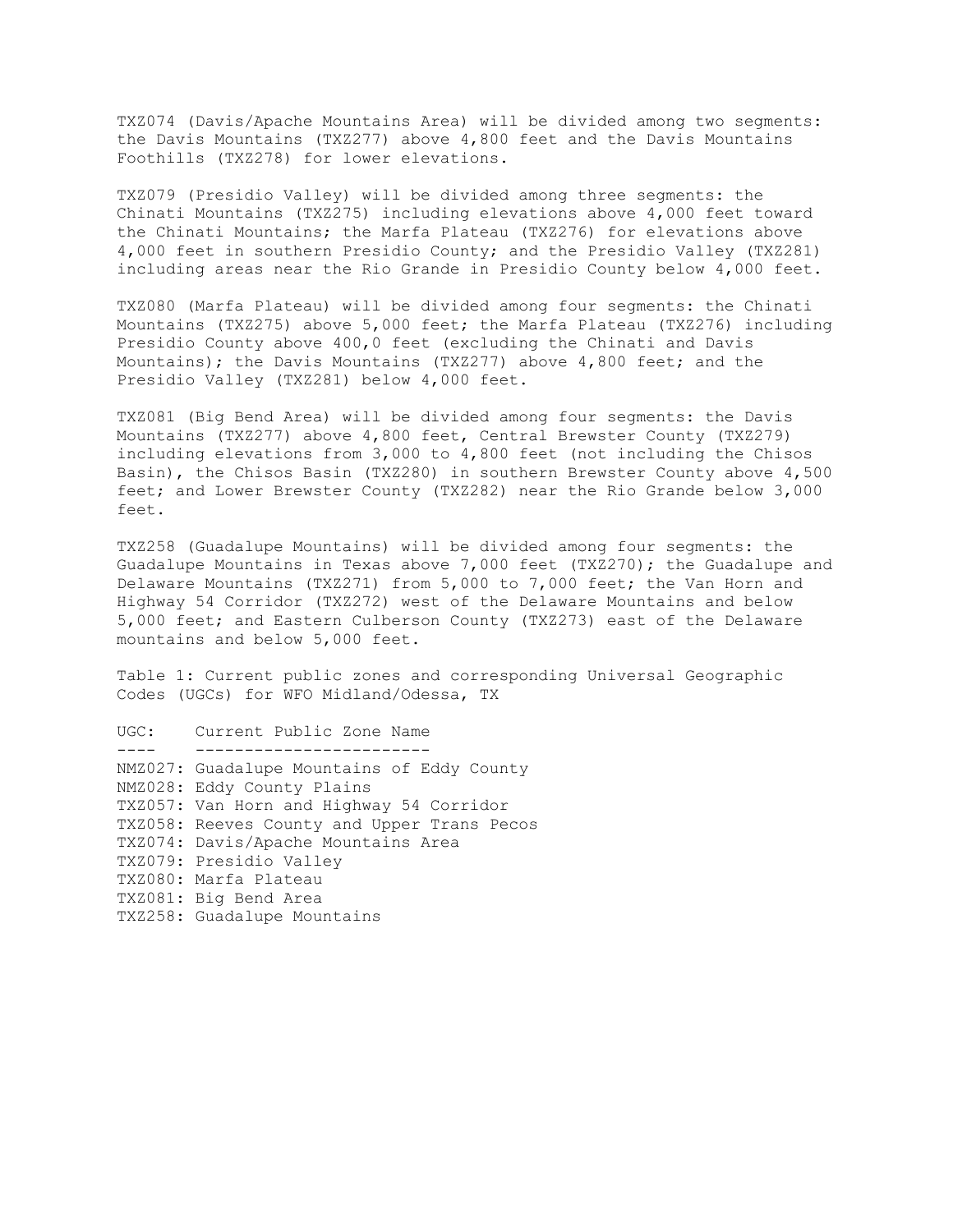TXZ074 (Davis/Apache Mountains Area) will be divided among two segments: the Davis Mountains (TXZ277) above 4,800 feet and the Davis Mountains Foothills (TXZ278) for lower elevations.

TXZ079 (Presidio Valley) will be divided among three segments: the Chinati Mountains (TXZ275) including elevations above 4,000 feet toward the Chinati Mountains; the Marfa Plateau (TXZ276) for elevations above 4,000 feet in southern Presidio County; and the Presidio Valley (TXZ281) including areas near the Rio Grande in Presidio County below 4,000 feet.

TXZ080 (Marfa Plateau) will be divided among four segments: the Chinati Mountains (TXZ275) above 5,000 feet; the Marfa Plateau (TXZ276) including Presidio County above 400,0 feet (excluding the Chinati and Davis Mountains); the Davis Mountains (TXZ277) above 4,800 feet; and the Presidio Valley (TXZ281) below 4,000 feet.

TXZ081 (Big Bend Area) will be divided among four segments: the Davis Mountains (TXZ277) above 4,800 feet, Central Brewster County (TXZ279) including elevations from 3,000 to 4,800 feet (not including the Chisos Basin), the Chisos Basin (TXZ280) in southern Brewster County above 4,500 feet; and Lower Brewster County (TXZ282) near the Rio Grande below 3,000 feet.

TXZ258 (Guadalupe Mountains) will be divided among four segments: the Guadalupe Mountains in Texas above 7,000 feet (TXZ270); the Guadalupe and Delaware Mountains (TXZ271) from 5,000 to 7,000 feet; the Van Horn and Highway 54 Corridor (TXZ272) west of the Delaware Mountains and below 5,000 feet; and Eastern Culberson County (TXZ273) east of the Delaware mountains and below 5,000 feet.

Table 1: Current public zones and corresponding Universal Geographic Codes (UGCs) for WFO Midland/Odessa, TX

| UGC: | Current Public Zone Name |
| --- | --- |
| NMZ027: | Guadalupe Mountains of Eddy County |
| NMZ028: | Eddy County Plains |
| TXZ057: | Van Horn and Highway 54 Corridor |
| TXZ058: | Reeves County and Upper Trans Pecos |
| TXZ074: | Davis/Apache Mountains Area |
| TXZ079: | Presidio Valley |
| TXZ080: | Marfa Plateau |
| TXZ081: | Big Bend Area |
| TXZ258: | Guadalupe Mountains |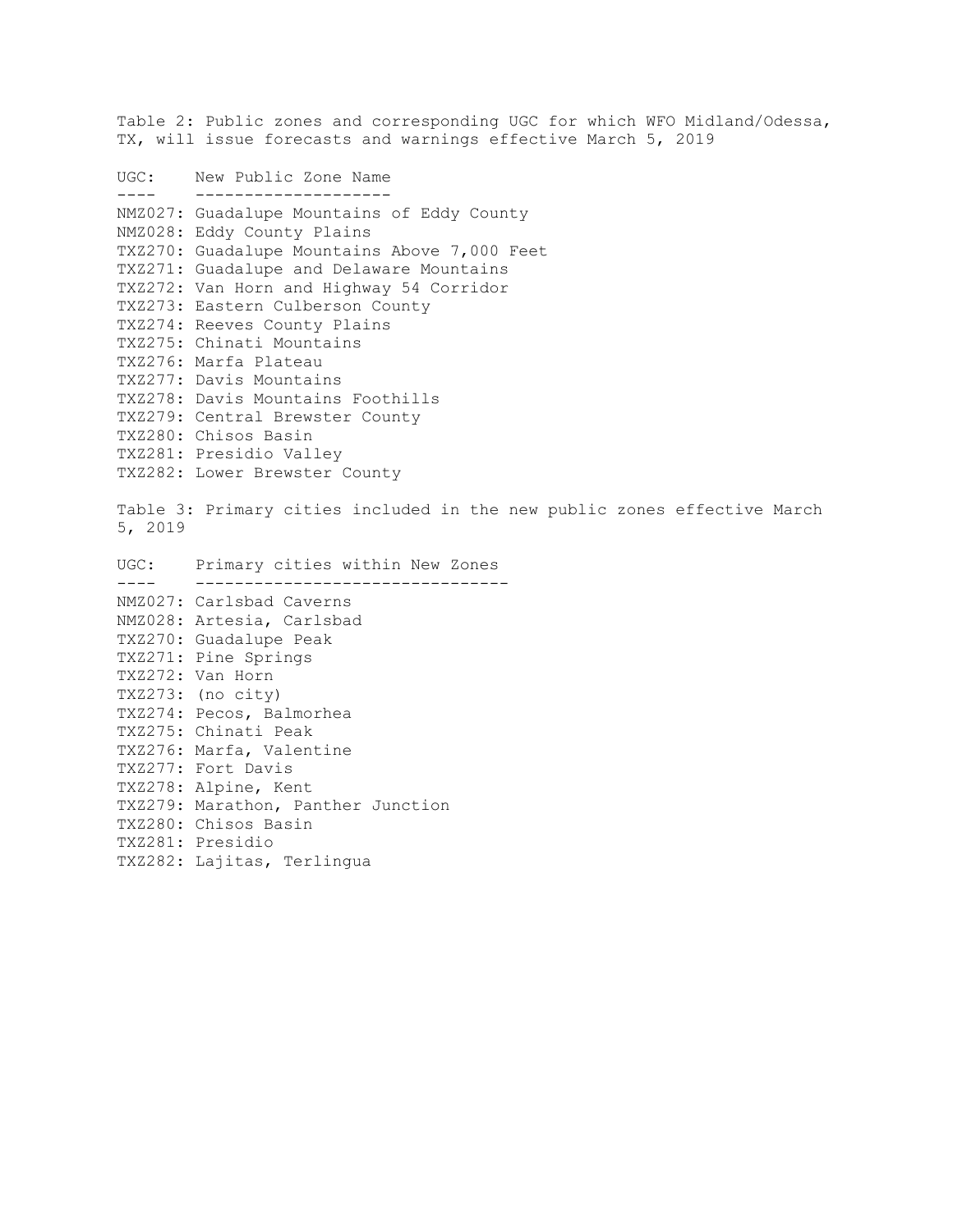Table 2: Public zones and corresponding UGC for which WFO Midland/Odessa, TX, will issue forecasts and warnings effective March 5, 2019

| UGC: | New Public Zone Name |
| --- | --- |
| NMZ027: | Guadalupe Mountains of Eddy County |
| NMZ028: | Eddy County Plains |
| TXZ270: | Guadalupe Mountains Above 7,000 Feet |
| TXZ271: | Guadalupe and Delaware Mountains |
| TXZ272: | Van Horn and Highway 54 Corridor |
| TXZ273: | Eastern Culberson County |
| TXZ274: | Reeves County Plains |
| TXZ275: | Chinati Mountains |
| TXZ276: | Marfa Plateau |
| TXZ277: | Davis Mountains |
| TXZ278: | Davis Mountains Foothills |
| TXZ279: | Central Brewster County |
| TXZ280: | Chisos Basin |
| TXZ281: | Presidio Valley |
| TXZ282: | Lower Brewster County |

Table 3: Primary cities included in the new public zones effective March 5, 2019

| UGC: | Primary cities within New Zones |
| --- | --- |
| NMZ027: | Carlsbad Caverns |
| NMZ028: | Artesia, Carlsbad |
| TXZ270: | Guadalupe Peak |
| TXZ271: | Pine Springs |
| TXZ272: | Van Horn |
| TXZ273: | (no city) |
| TXZ274: | Pecos, Balmorhea |
| TXZ275: | Chinati Peak |
| TXZ276: | Marfa, Valentine |
| TXZ277: | Fort Davis |
| TXZ278: | Alpine, Kent |
| TXZ279: | Marathon, Panther Junction |
| TXZ280: | Chisos Basin |
| TXZ281: | Presidio |
| TXZ282: | Lajitas, Terlingua |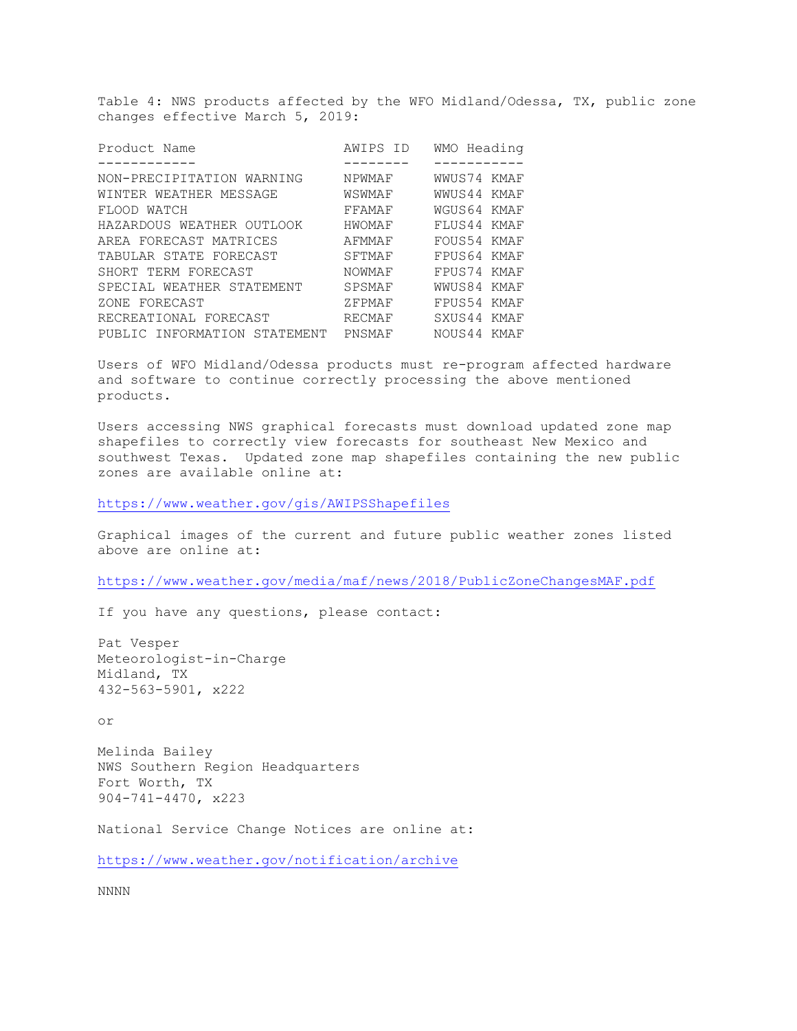Table 4: NWS products affected by the WFO Midland/Odessa, TX, public zone changes effective March 5, 2019:

| Product Name | AWIPS ID | WMO Heading |
|---|---|---|
| NON-PRECIPITATION WARNING | NPWMAF | WWUS74 KMAF |
| WINTER WEATHER MESSAGE | WSWMAF | WWUS44 KMAF |
| FLOOD WATCH | FFAMAF | WGUS64 KMAF |
| HAZARDOUS WEATHER OUTLOOK | HWOMAF | FLUS44 KMAF |
| AREA FORECAST MATRICES | AFMMAF | FOUS54 KMAF |
| TABULAR STATE FORECAST | SFTMAF | FPUS64 KMAF |
| SHORT TERM FORECAST | NOWMAF | FPUS74 KMAF |
| SPECIAL WEATHER STATEMENT | SPSMAF | WWUS84 KMAF |
| ZONE FORECAST | ZFPMAF | FPUS54 KMAF |
| RECREATIONAL FORECAST | RECMAF | SXUS44 KMAF |
| PUBLIC INFORMATION STATEMENT | PNSMAF | NOUS44 KMAF |

Users of WFO Midland/Odessa products must re-program affected hardware and software to continue correctly processing the above mentioned products.

Users accessing NWS graphical forecasts must download updated zone map shapefiles to correctly view forecasts for southeast New Mexico and southwest Texas. Updated zone map shapefiles containing the new public zones are available online at:

https://www.weather.gov/gis/AWIPSShapefiles

Graphical images of the current and future public weather zones listed above are online at:

https://www.weather.gov/media/maf/news/2018/PublicZoneChangesMAF.pdf

If you have any questions, please contact:

Pat Vesper
Meteorologist-in-Charge
Midland, TX
432-563-5901, x222

or

Melinda Bailey
NWS Southern Region Headquarters
Fort Worth, TX
904-741-4470, x223

National Service Change Notices are online at:

https://www.weather.gov/notification/archive

NNNN